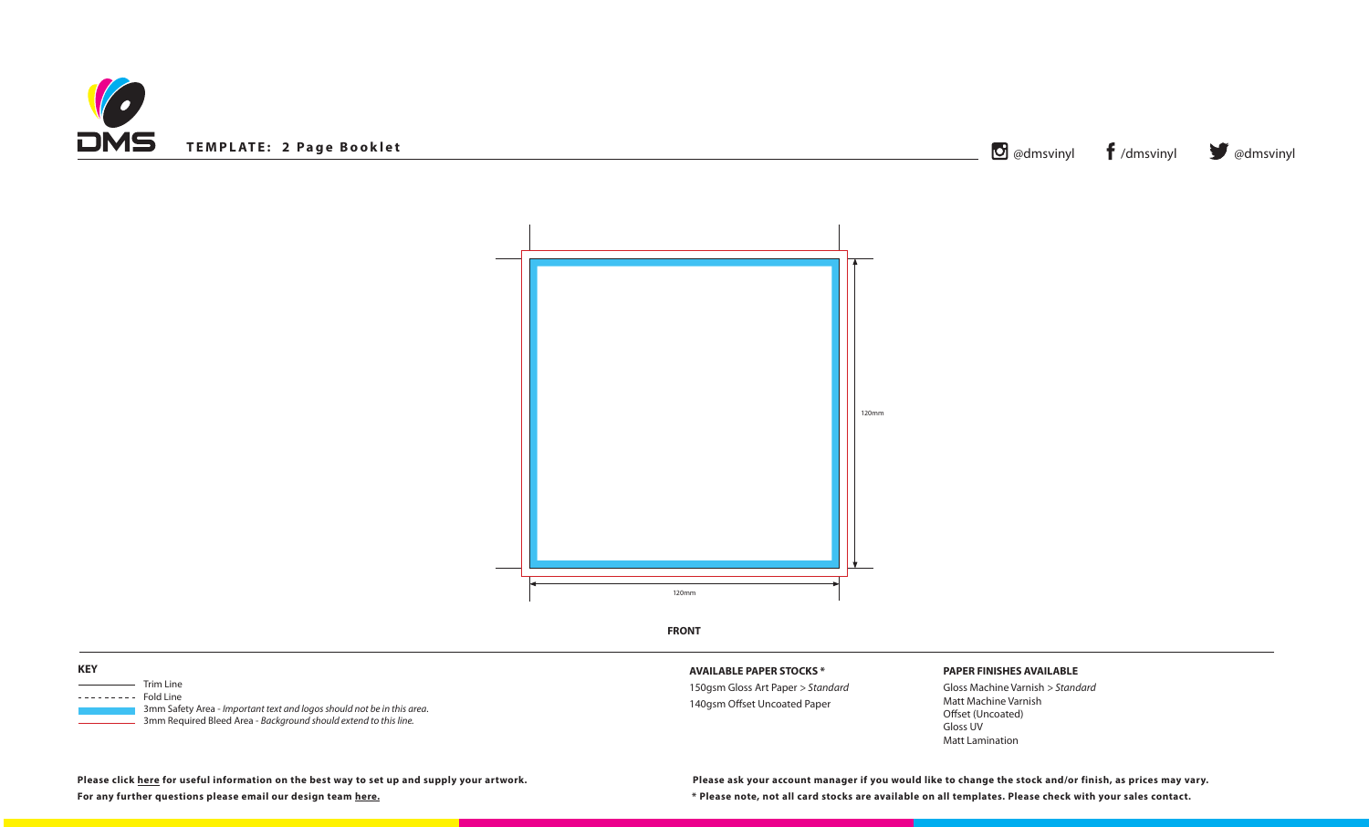# TEMPLATE: 2 Page Booklet

@dmsvinyl /dmsvinyl @dmsvinyl

120mm

120mm

**FRONT**

**KEY**

- Trim Line
- Fold Line
- 3mm Safety Area - *Important text and logos should not be in this area.*
- 3mm Required Bleed Area - *Background should extend to this line.*

**AVAILABLE PAPER STOCKS \***

150gsm Gloss Art Paper > *Standard*
140gsm Offset Uncoated Paper

**PAPER FINISHES AVAILABLE**

Gloss Machine Varnish > *Standard*
Matt Machine Varnish
Offset (Uncoated)
Gloss UV
Matt Lamination

**Please click here for useful information on the best way to set up and supply your artwork.**
**For any further questions please email our design team here.**

**Please ask your account manager if you would like to change the stock and/or finish, as prices may vary.**
**\* Please note, not all card stocks are available on all templates. Please check with your sales contact.**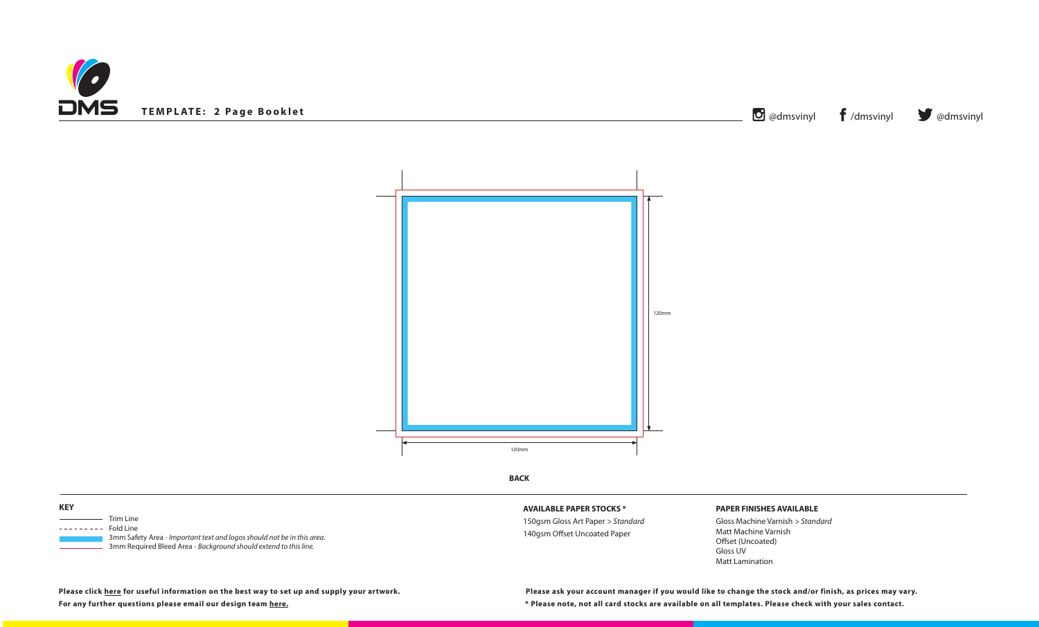**TEMPLATE: 2 Page Booklet**

@dmsvinyl /dmsvinyl @dmsvinyl

120mm

120mm

**BACK**

**KEY**

- Trim Line
- Fold Line
- 3mm Safety Area - *Important text and logos should not be in this area.*
- 3mm Required Bleed Area - *Background should extend to this line.*

**AVAILABLE PAPER STOCKS ***

150gsm Gloss Art Paper > *Standard*

140gsm Offset Uncoated Paper

**PAPER FINISHES AVAILABLE**

Gloss Machine Varnish > *Standard*

Matt Machine Varnish

Offset (Uncoated)

Gloss UV

Matt Lamination

**Please click here for useful information on the best way to set up and supply your artwork.**

**For any further questions please email our design team here.**

**Please ask your account manager if you would like to change the stock and/or finish, as prices may vary.**

*** Please note, not all card stocks are available on all templates. Please check with your sales contact.**